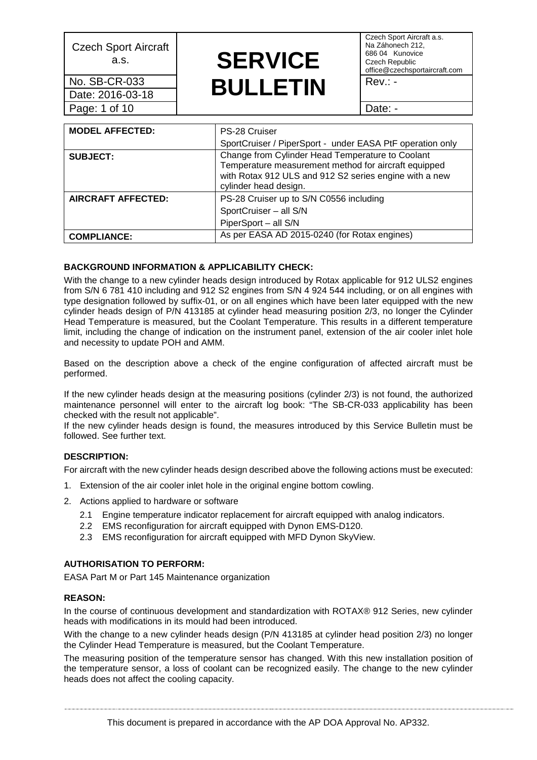| Czech Sport Aircraft a.s. | **SERVICE BULLETIN** | Czech Sport Aircraft a.s. Na Záhonech 212, 686 04 Kunovice Czech Republic office@czechsportaircraft.com |
|---|---|---|
| No. SB-CR-033 | | Rev.: - |
| Date: 2016-03-18 | | |
| Page: 1 of 10 | | Date: - |

| **MODEL AFFECTED:** | PS-28 Cruiser<br>SportCruiser / PiperSport - under EASA PtF operation only |
|---|---|
| **SUBJECT:** | Change from Cylinder Head Temperature to Coolant Temperature measurement method for aircraft equipped with Rotax 912 ULS and 912 S2 series engine with a new cylinder head design. |
| **AIRCRAFT AFFECTED:** | PS-28 Cruiser up to S/N C0556 including<br>SportCruiser – all S/N<br>PiperSport – all S/N |
| **COMPLIANCE:** | As per EASA AD 2015-0240 (for Rotax engines) |

**BACKGROUND INFORMATION & APPLICABILITY CHECK:**

With the change to a new cylinder heads design introduced by Rotax applicable for 912 ULS2 engines from S/N 6 781 410 including and 912 S2 engines from S/N 4 924 544 including, or on all engines with type designation followed by suffix-01, or on all engines which have been later equipped with the new cylinder heads design of P/N 413185 at cylinder head measuring position 2/3, no longer the Cylinder Head Temperature is measured, but the Coolant Temperature. This results in a different temperature limit, including the change of indication on the instrument panel, extension of the air cooler inlet hole and necessity to update POH and AMM.

Based on the description above a check of the engine configuration of affected aircraft must be performed.

If the new cylinder heads design at the measuring positions (cylinder 2/3) is not found, the authorized maintenance personnel will enter to the aircraft log book: "The SB-CR-033 applicability has been checked with the result not applicable".
If the new cylinder heads design is found, the measures introduced by this Service Bulletin must be followed. See further text.

**DESCRIPTION:**

For aircraft with the new cylinder heads design described above the following actions must be executed:

1. Extension of the air cooler inlet hole in the original engine bottom cowling.
2. Actions applied to hardware or software
   - 2.1 Engine temperature indicator replacement for aircraft equipped with analog indicators.
   - 2.2 EMS reconfiguration for aircraft equipped with Dynon EMS-D120.
   - 2.3 EMS reconfiguration for aircraft equipped with MFD Dynon SkyView.

**AUTHORISATION TO PERFORM:**

EASA Part M or Part 145 Maintenance organization

**REASON:**

In the course of continuous development and standardization with ROTAX® 912 Series, new cylinder heads with modifications in its mould had been introduced.

With the change to a new cylinder heads design (P/N 413185 at cylinder head position 2/3) no longer the Cylinder Head Temperature is measured, but the Coolant Temperature.

The measuring position of the temperature sensor has changed. With this new installation position of the temperature sensor, a loss of coolant can be recognized easily. The change to the new cylinder heads does not affect the cooling capacity.

This document is prepared in accordance with the AP DOA Approval No. AP332.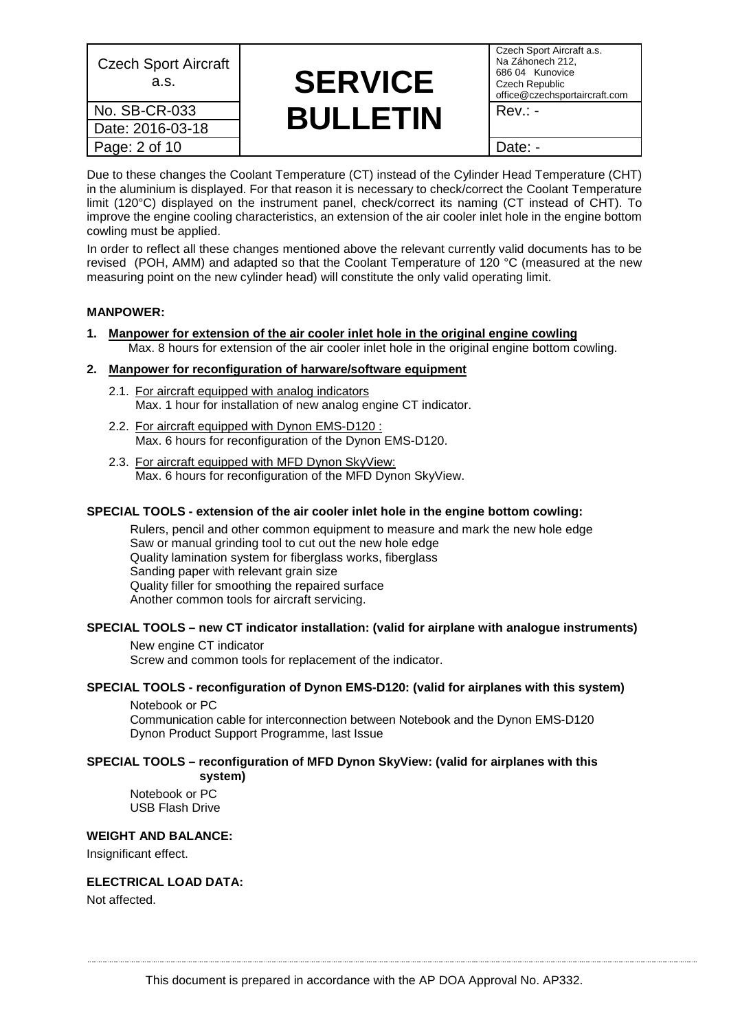Due to these changes the Coolant Temperature (CT) instead of the Cylinder Head Temperature (CHT) in the aluminium is displayed. For that reason it is necessary to check/correct the Coolant Temperature limit (120°C) displayed on the instrument panel, check/correct its naming (CT instead of CHT). To improve the engine cooling characteristics, an extension of the air cooler inlet hole in the engine bottom cowling must be applied.

In order to reflect all these changes mentioned above the relevant currently valid documents has to be revised (POH, AMM) and adapted so that the Coolant Temperature of 120 °C (measured at the new measuring point on the new cylinder head) will constitute the only valid operating limit.

**MANPOWER:**

1. **Manpower for extension of the air cooler inlet hole in the original engine cowling**
   Max. 8 hours for extension of the air cooler inlet hole in the original engine bottom cowling.

2. **Manpower for reconfiguration of harware/software equipment**

   2.1. For aircraft equipped with analog indicators
   Max. 1 hour for installation of new analog engine CT indicator.

   2.2. For aircraft equipped with Dynon EMS-D120 :
   Max. 6 hours for reconfiguration of the Dynon EMS-D120.

   2.3. For aircraft equipped with MFD Dynon SkyView:
   Max. 6 hours for reconfiguration of the MFD Dynon SkyView.

**SPECIAL TOOLS - extension of the air cooler inlet hole in the engine bottom cowling:**

Rulers, pencil and other common equipment to measure and mark the new hole edge
Saw or manual grinding tool to cut out the new hole edge
Quality lamination system for fiberglass works, fiberglass
Sanding paper with relevant grain size
Quality filler for smoothing the repaired surface
Another common tools for aircraft servicing.

**SPECIAL TOOLS – new CT indicator installation: (valid for airplane with analogue instruments)**

New engine CT indicator
Screw and common tools for replacement of the indicator.

**SPECIAL TOOLS - reconfiguration of Dynon EMS-D120: (valid for airplanes with this system)**

Notebook or PC
Communication cable for interconnection between Notebook and the Dynon EMS-D120
Dynon Product Support Programme, last Issue

**SPECIAL TOOLS – reconfiguration of MFD Dynon SkyView: (valid for airplanes with this system)**

Notebook or PC
USB Flash Drive

**WEIGHT AND BALANCE:**

Insignificant effect.

**ELECTRICAL LOAD DATA:**

Not affected.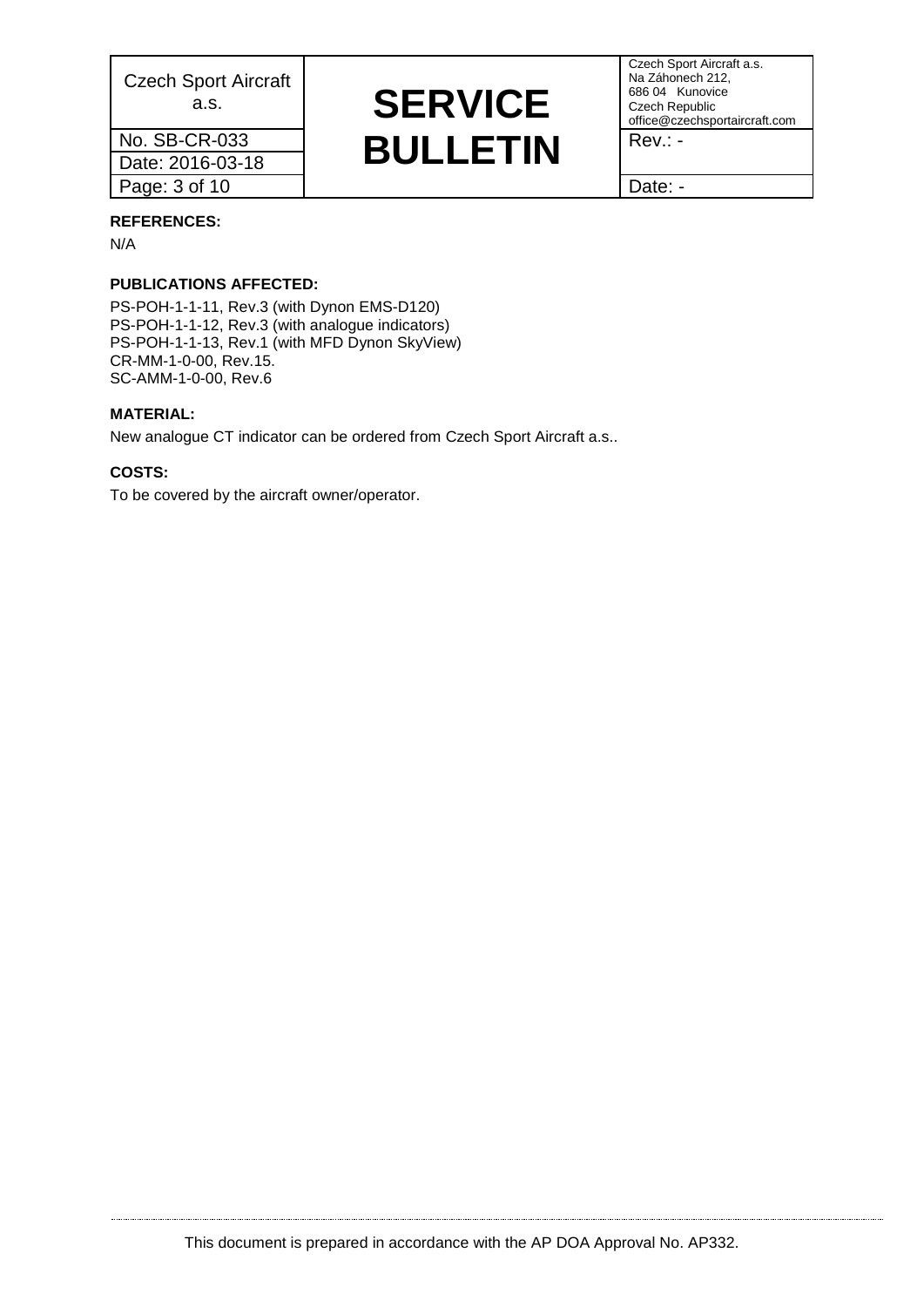**REFERENCES:**

N/A

**PUBLICATIONS AFFECTED:**

PS-POH-1-1-11, Rev.3 (with Dynon EMS-D120)
PS-POH-1-1-12, Rev.3 (with analogue indicators)
PS-POH-1-1-13, Rev.1 (with MFD Dynon SkyView)
CR-MM-1-0-00, Rev.15.
SC-AMM-1-0-00, Rev.6

**MATERIAL:**

New analogue CT indicator can be ordered from Czech Sport Aircraft a.s..

**COSTS:**

To be covered by the aircraft owner/operator.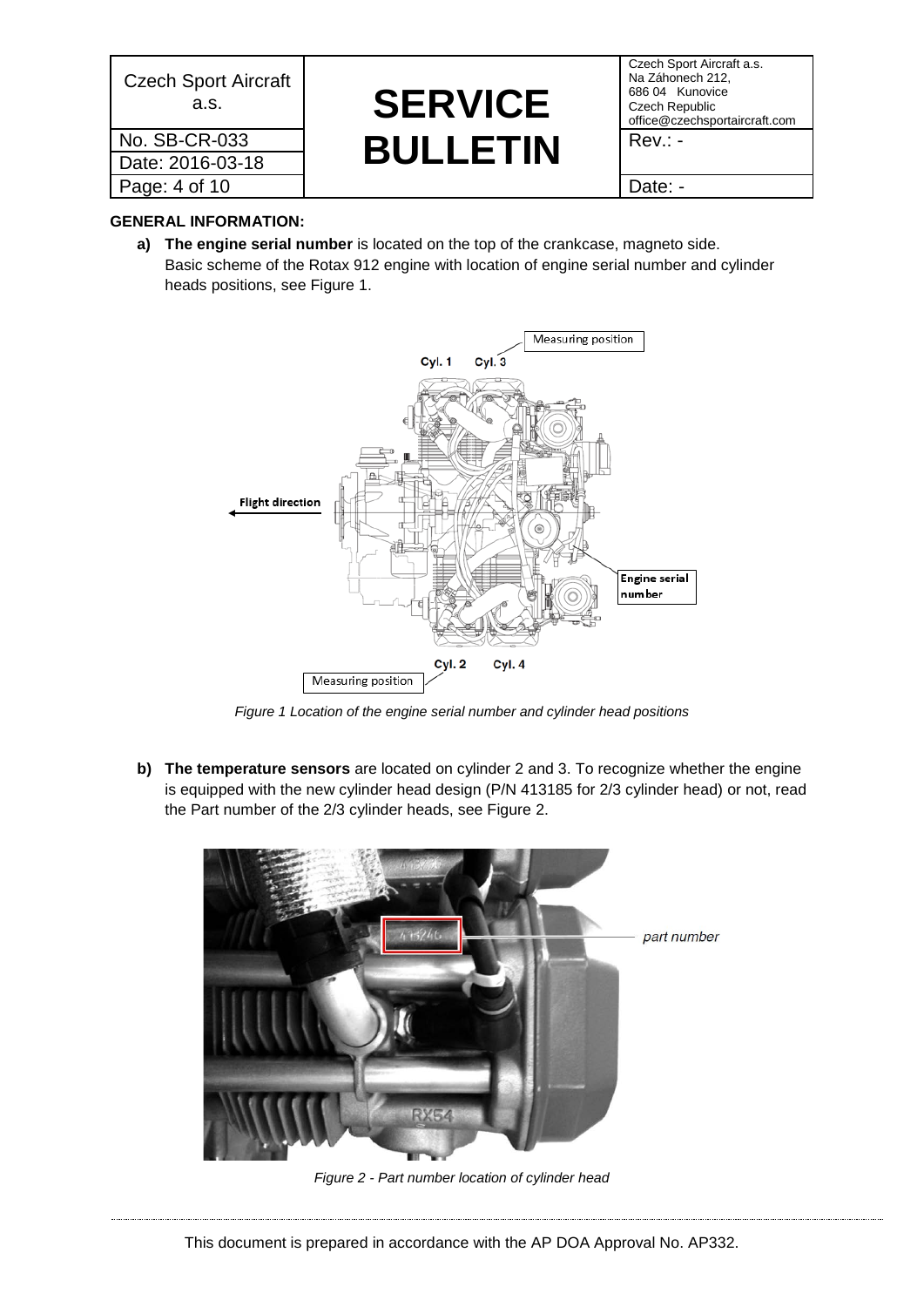**GENERAL INFORMATION:**

**a) The engine serial number** is located on the top of the crankcase, magneto side. Basic scheme of the Rotax 912 engine with location of engine serial number and cylinder heads positions, see Figure 1.

*Figure 1 Location of the engine serial number and cylinder head positions*

**b) The temperature sensors** are located on cylinder 2 and 3. To recognize whether the engine is equipped with the new cylinder head design (P/N 413185 for 2/3 cylinder head) or not, read the Part number of the 2/3 cylinder heads, see Figure 2.

*Figure 2 - Part number location of cylinder head*

This document is prepared in accordance with the AP DOA Approval No. AP332.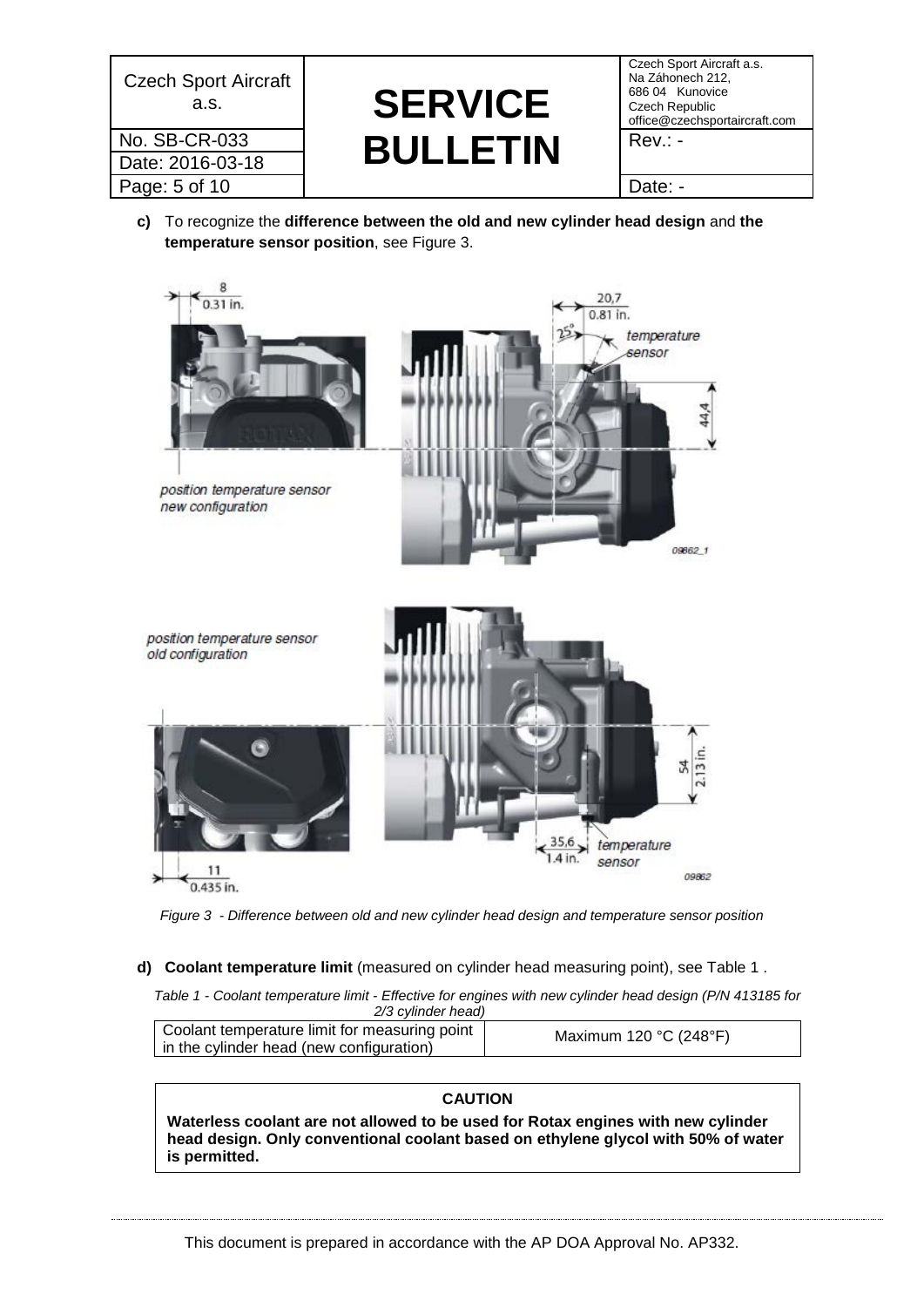**c)** To recognize the **difference between the old and new cylinder head design** and **the temperature sensor position**, see Figure 3.

*Figure 3 - Difference between old and new cylinder head design and temperature sensor position*

**d) Coolant temperature limit** (measured on cylinder head measuring point), see Table 1 .

*Table 1 - Coolant temperature limit - Effective for engines with new cylinder head design (P/N 413185 for 2/3 cylinder head)*

| Coolant temperature limit for measuring point in the cylinder head (new configuration) | Maximum 120 °C (248°F) |
|---|---|

**CAUTION**

**Waterless coolant are not allowed to be used for Rotax engines with new cylinder head design. Only conventional coolant based on ethylene glycol with 50% of water is permitted.**

This document is prepared in accordance with the AP DOA Approval No. AP332.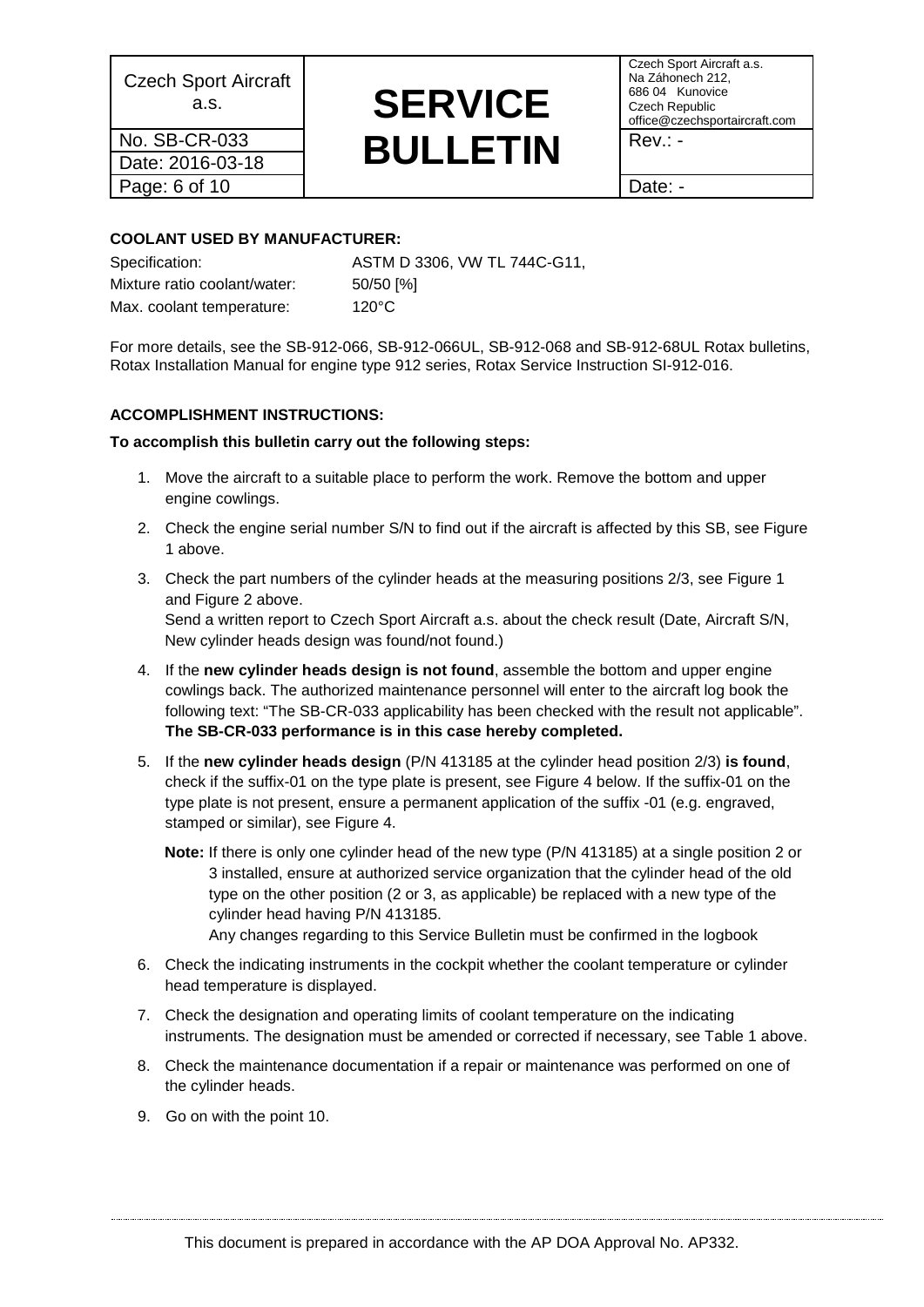**COOLANT USED BY MANUFACTURER:**

| | |
|---|---|
| Specification: | ASTM D 3306, VW TL 744C-G11, |
| Mixture ratio coolant/water: | 50/50 [%] |
| Max. coolant temperature: | 120°C |

For more details, see the SB-912-066, SB-912-066UL, SB-912-068 and SB-912-68UL Rotax bulletins, Rotax Installation Manual for engine type 912 series, Rotax Service Instruction SI-912-016.

**ACCOMPLISHMENT INSTRUCTIONS:**

**To accomplish this bulletin carry out the following steps:**

1. Move the aircraft to a suitable place to perform the work. Remove the bottom and upper engine cowlings.
2. Check the engine serial number S/N to find out if the aircraft is affected by this SB, see Figure 1 above.
3. Check the part numbers of the cylinder heads at the measuring positions 2/3, see Figure 1 and Figure 2 above.
   Send a written report to Czech Sport Aircraft a.s. about the check result (Date, Aircraft S/N, New cylinder heads design was found/not found.)
4. If the **new cylinder heads design is not found**, assemble the bottom and upper engine cowlings back. The authorized maintenance personnel will enter to the aircraft log book the following text: "The SB-CR-033 applicability has been checked with the result not applicable". **The SB-CR-033 performance is in this case hereby completed.**
5. If the **new cylinder heads design** (P/N 413185 at the cylinder head position 2/3) **is found**, check if the suffix-01 on the type plate is present, see Figure 4 below. If the suffix-01 on the type plate is not present, ensure a permanent application of the suffix -01 (e.g. engraved, stamped or similar), see Figure 4.

   **Note:** If there is only one cylinder head of the new type (P/N 413185) at a single position 2 or 3 installed, ensure at authorized service organization that the cylinder head of the old type on the other position (2 or 3, as applicable) be replaced with a new type of the cylinder head having P/N 413185.
   Any changes regarding to this Service Bulletin must be confirmed in the logbook

6. Check the indicating instruments in the cockpit whether the coolant temperature or cylinder head temperature is displayed.
7. Check the designation and operating limits of coolant temperature on the indicating instruments. The designation must be amended or corrected if necessary, see Table 1 above.
8. Check the maintenance documentation if a repair or maintenance was performed on one of the cylinder heads.
9. Go on with the point 10.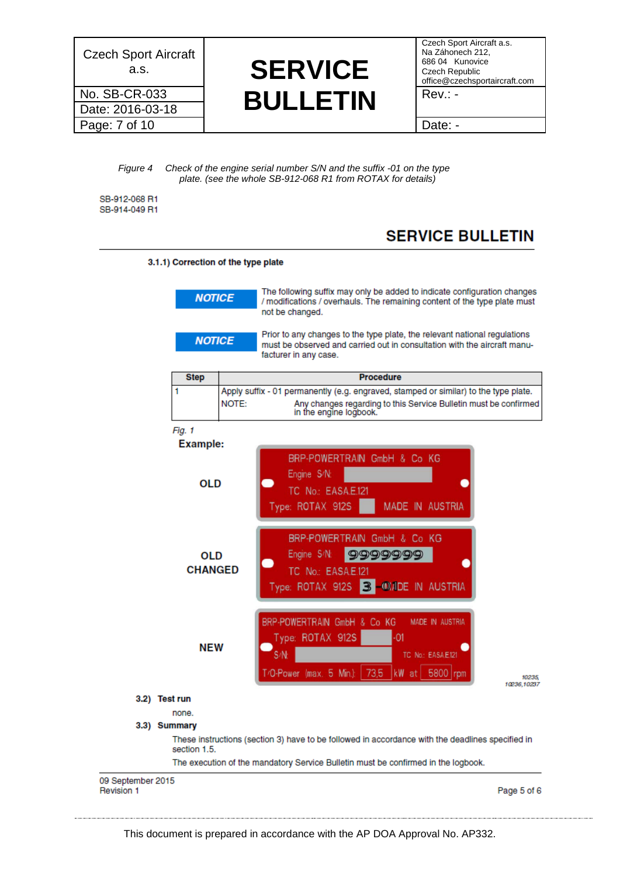*Figure 4 Check of the engine serial number S/N and the suffix -01 on the type plate. (see the whole SB-912-068 R1 from ROTAX for details)*

SB-912-068 R1
SB-914-049 R1

## SERVICE BULLETIN

**3.1.1) Correction of the type plate**

**NOTICE** The following suffix may only be added to indicate configuration changes / modifications / overhauls. The remaining content of the type plate must not be changed.

**NOTICE** Prior to any changes to the type plate, the relevant national regulations must be observed and carried out in consultation with the aircraft manufacturer in any case.

| Step | Procedure |
|---|---|
| 1 | Apply suffix - 01 permanently (e.g. engraved, stamped or similar) to the type plate.<br>NOTE: Any changes regarding to this Service Bulletin must be confirmed in the engine logbook. |

*Fig. 1*

**Example:**

**OLD**

BRP-POWERTRAIN GmbH & Co KG
Engine S/N:
TC No.: EASA.E.121
Type: ROTAX 912S MADE IN AUSTRIA

**OLD CHANGED**

BRP-POWERTRAIN GmbH & Co KG
Engine S/N: 9999999
TC No.: EASA.E.121
Type: ROTAX 912S 3 -01 MADE IN AUSTRIA

**NEW**

BRP-POWERTRAIN GmbH & Co KG MADE IN AUSTRIA
Type: ROTAX 912S -01
S/N: TC No.: EASA.E.121
T/O-Power (max. 5 Min.): 73,5 kW at 5800 rpm

10235, 10236,10237

**3.2) Test run**

none.

**3.3) Summary**

These instructions (section 3) have to be followed in accordance with the deadlines specified in section 1.5.

The execution of the mandatory Service Bulletin must be confirmed in the logbook.

09 September 2015
Revision 1

Page 5 of 6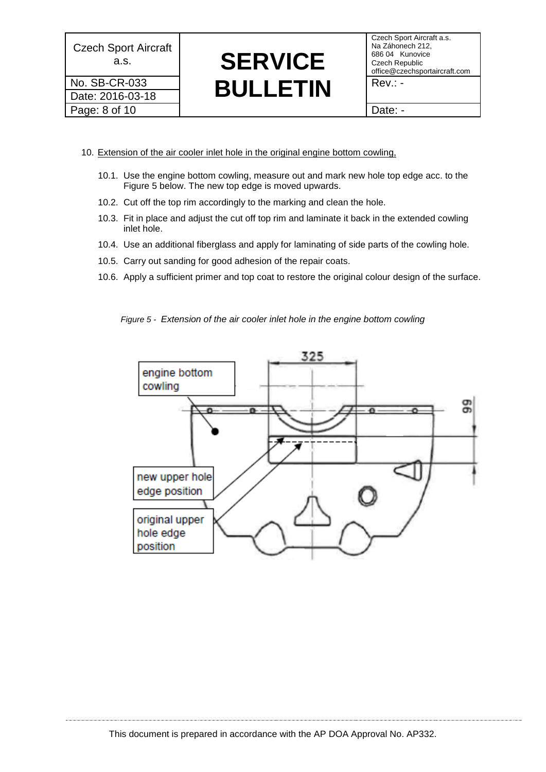10. Extension of the air cooler inlet hole in the original engine bottom cowling,

    10.1. Use the engine bottom cowling, measure out and mark new hole top edge acc. to the Figure 5 below. The new top edge is moved upwards.

    10.2. Cut off the top rim accordingly to the marking and clean the hole.

    10.3. Fit in place and adjust the cut off top rim and laminate it back in the extended cowling inlet hole.

    10.4. Use an additional fiberglass and apply for laminating of side parts of the cowling hole.

    10.5. Carry out sanding for good adhesion of the repair coats.

    10.6. Apply a sufficient primer and top coat to restore the original colour design of the surface.

*Figure 5 - Extension of the air cooler inlet hole in the engine bottom cowling*

This document is prepared in accordance with the AP DOA Approval No. AP332.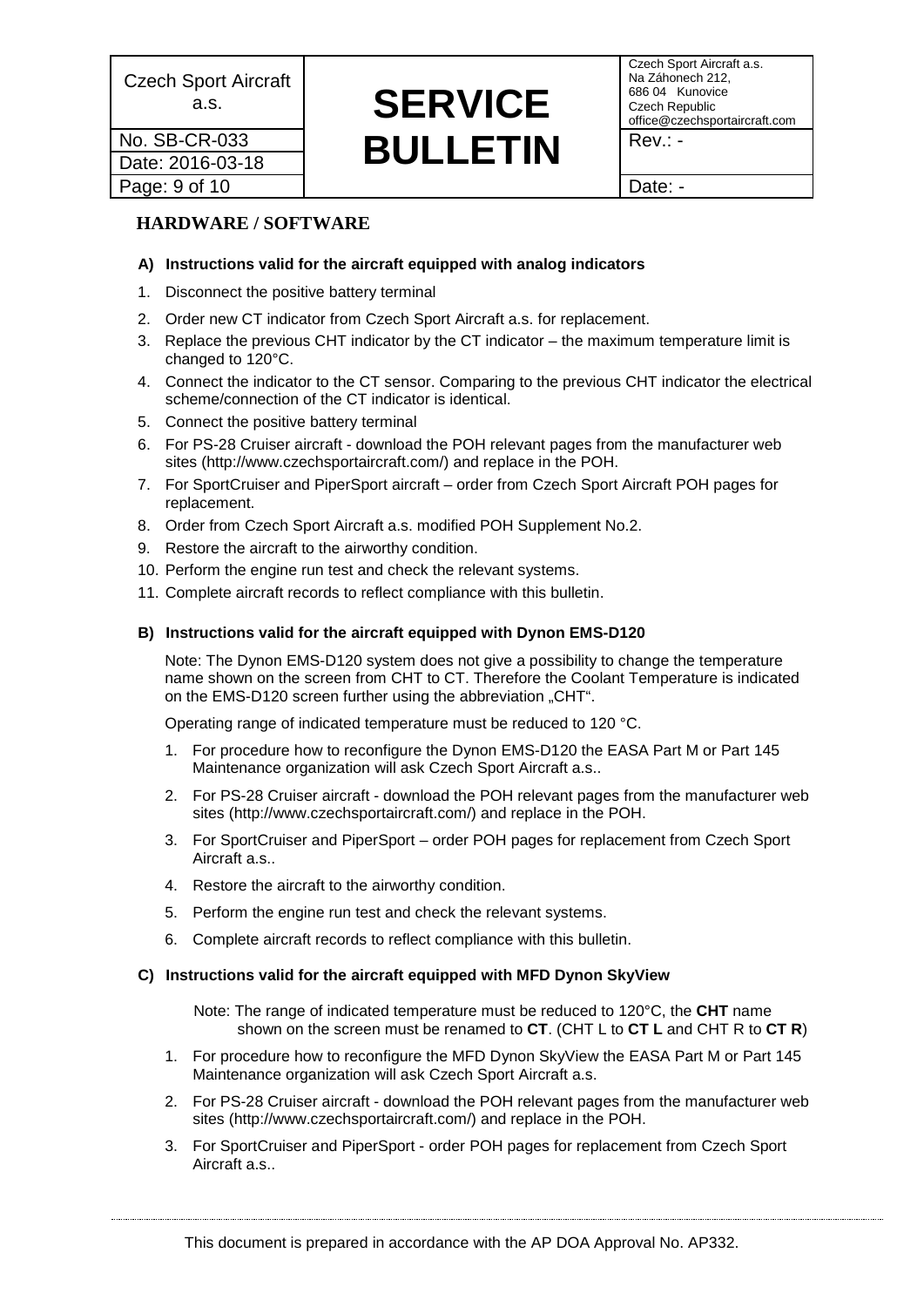## HARDWARE / SOFTWARE

### A) Instructions valid for the aircraft equipped with analog indicators

1. Disconnect the positive battery terminal
2. Order new CT indicator from Czech Sport Aircraft a.s. for replacement.
3. Replace the previous CHT indicator by the CT indicator – the maximum temperature limit is changed to 120°C.
4. Connect the indicator to the CT sensor. Comparing to the previous CHT indicator the electrical scheme/connection of the CT indicator is identical.
5. Connect the positive battery terminal
6. For PS-28 Cruiser aircraft - download the POH relevant pages from the manufacturer web sites (http://www.czechsportaircraft.com/) and replace in the POH.
7. For SportCruiser and PiperSport aircraft – order from Czech Sport Aircraft POH pages for replacement.
8. Order from Czech Sport Aircraft a.s. modified POH Supplement No.2.
9. Restore the aircraft to the airworthy condition.
10. Perform the engine run test and check the relevant systems.
11. Complete aircraft records to reflect compliance with this bulletin.

### B) Instructions valid for the aircraft equipped with Dynon EMS-D120

Note: The Dynon EMS-D120 system does not give a possibility to change the temperature name shown on the screen from CHT to CT. Therefore the Coolant Temperature is indicated on the EMS-D120 screen further using the abbreviation „CHT".

Operating range of indicated temperature must be reduced to 120 °C.

1. For procedure how to reconfigure the Dynon EMS-D120 the EASA Part M or Part 145 Maintenance organization will ask Czech Sport Aircraft a.s..
2. For PS-28 Cruiser aircraft - download the POH relevant pages from the manufacturer web sites (http://www.czechsportaircraft.com/) and replace in the POH.
3. For SportCruiser and PiperSport – order POH pages for replacement from Czech Sport Aircraft a.s..
4. Restore the aircraft to the airworthy condition.
5. Perform the engine run test and check the relevant systems.
6. Complete aircraft records to reflect compliance with this bulletin.

### C) Instructions valid for the aircraft equipped with MFD Dynon SkyView

Note: The range of indicated temperature must be reduced to 120°C, the **CHT** name shown on the screen must be renamed to **CT**. (CHT L to **CT L** and CHT R to **CT R**)

1. For procedure how to reconfigure the MFD Dynon SkyView the EASA Part M or Part 145 Maintenance organization will ask Czech Sport Aircraft a.s.
2. For PS-28 Cruiser aircraft - download the POH relevant pages from the manufacturer web sites (http://www.czechsportaircraft.com/) and replace in the POH.
3. For SportCruiser and PiperSport - order POH pages for replacement from Czech Sport Aircraft a.s..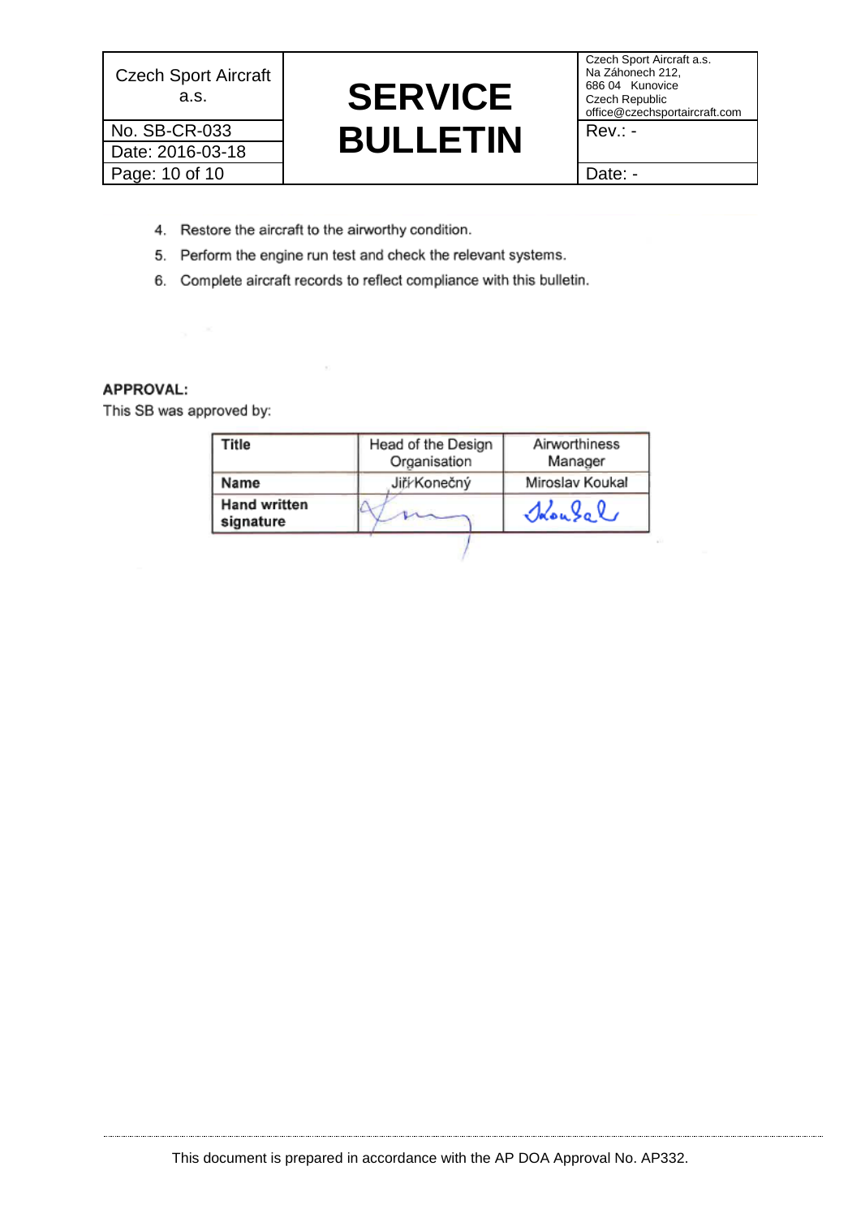4. Restore the aircraft to the airworthy condition.
5. Perform the engine run test and check the relevant systems.
6. Complete aircraft records to reflect compliance with this bulletin.

**APPROVAL:**

This SB was approved by:

| **Title** | Head of the Design Organisation | Airworthiness Manager |
|---|---|---|
| **Name** | Jiří Konečný | Miroslav Koukal |
| **Hand written signature** | | |

This document is prepared in accordance with the AP DOA Approval No. AP332.